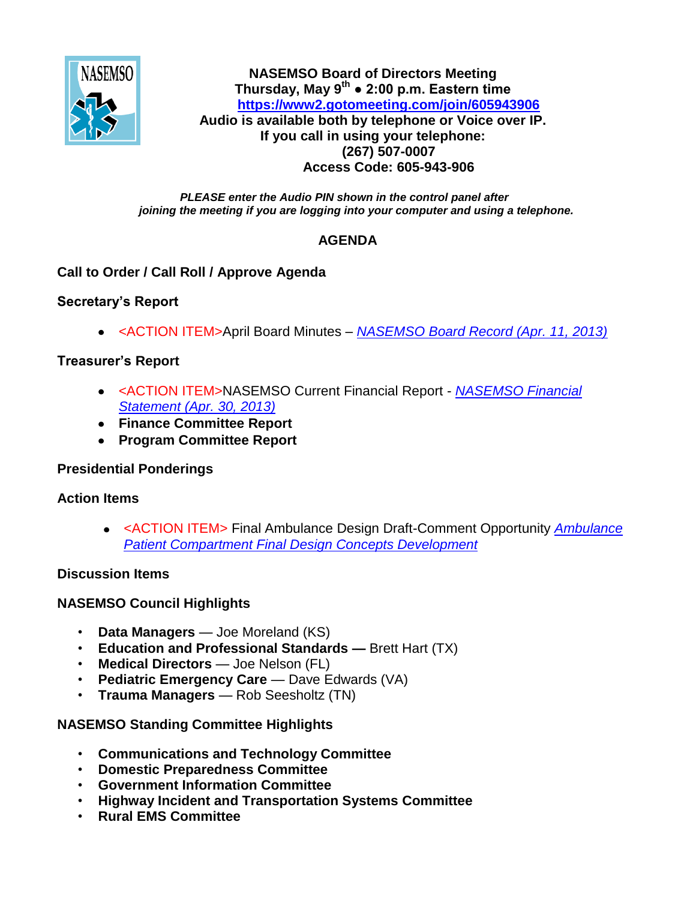**NASEMSO Board of Directors Meeting**
**Thursday, May 9th ● 2:00 p.m. Eastern time**
**https://www2.gotomeeting.com/join/605943906**
**Audio is available both by telephone or Voice over IP.**
**If you call in using your telephone:**
**(267) 507-0007**
**Access Code: 605-943-906**

***PLEASE enter the Audio PIN shown in the control panel after joining the meeting if you are logging into your computer and using a telephone.***

## AGENDA

### Call to Order / Call Roll / Approve Agenda

### Secretary's Report

- <ACTION ITEM>April Board Minutes – *NASEMSO Board Record (Apr. 11, 2013)*

### Treasurer's Report

- <ACTION ITEM>NASEMSO Current Financial Report - *NASEMSO Financial Statement (Apr. 30, 2013)*
- **Finance Committee Report**
- **Program Committee Report**

### Presidential Ponderings

### Action Items

- <ACTION ITEM> Final Ambulance Design Draft-Comment Opportunity *Ambulance Patient Compartment Final Design Concepts Development*

### Discussion Items

### NASEMSO Council Highlights

- **Data Managers** — Joe Moreland (KS)
- **Education and Professional Standards —** Brett Hart (TX)
- **Medical Directors** — Joe Nelson (FL)
- **Pediatric Emergency Care** — Dave Edwards (VA)
- **Trauma Managers** — Rob Seesholtz (TN)

### NASEMSO Standing Committee Highlights

- **Communications and Technology Committee**
- **Domestic Preparedness Committee**
- **Government Information Committee**
- **Highway Incident and Transportation Systems Committee**
- **Rural EMS Committee**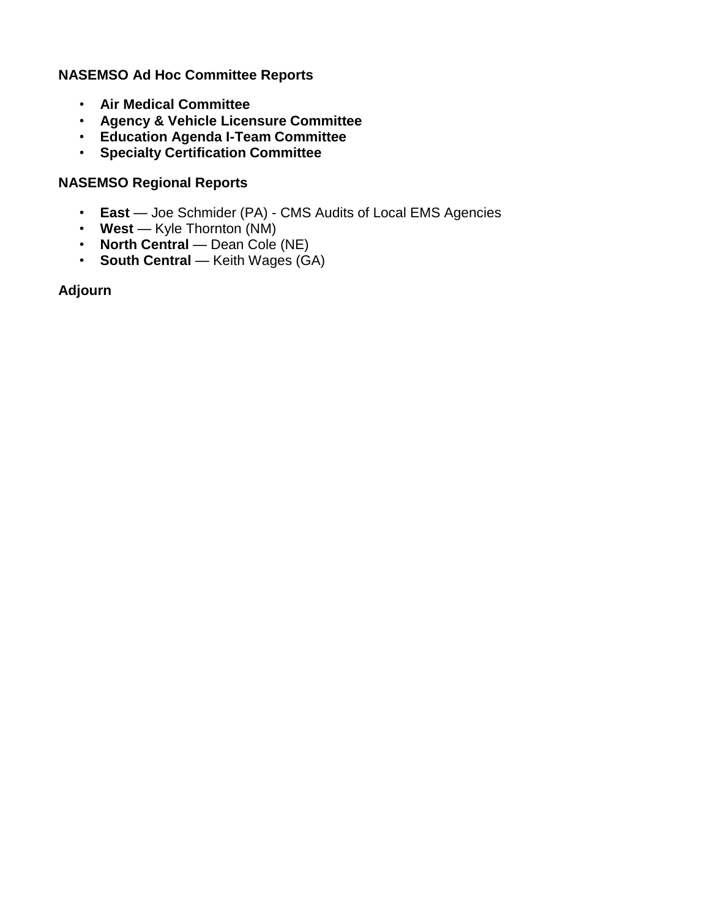**NASEMSO Ad Hoc Committee Reports**

- **Air Medical Committee**
- **Agency & Vehicle Licensure Committee**
- **Education Agenda I-Team Committee**
- **Specialty Certification Committee**

**NASEMSO Regional Reports**

- **East** — Joe Schmider (PA) - CMS Audits of Local EMS Agencies
- **West** — Kyle Thornton (NM)
- **North Central** — Dean Cole (NE)
- **South Central** — Keith Wages (GA)

**Adjourn**